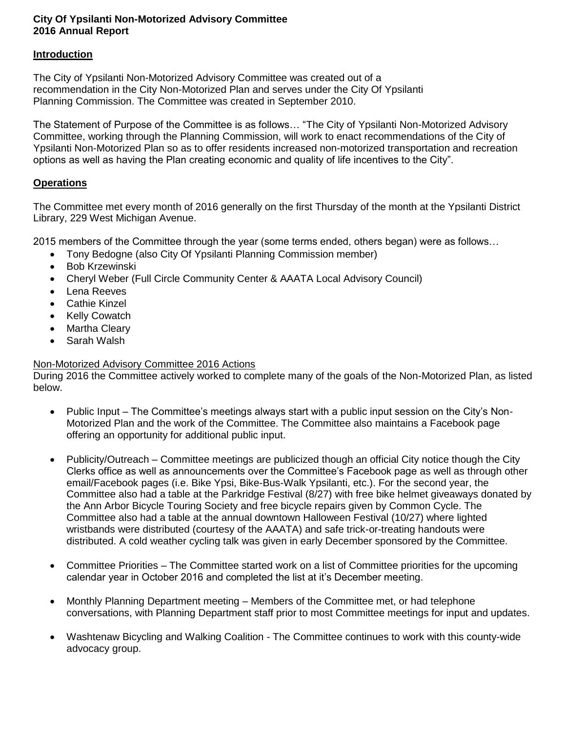**City Of Ypsilanti Non-Motorized Advisory Committee**
**2016 Annual Report**

## Introduction

The City of Ypsilanti Non-Motorized Advisory Committee was created out of a recommendation in the City Non-Motorized Plan and serves under the City Of Ypsilanti Planning Commission. The Committee was created in September 2010.

The Statement of Purpose of the Committee is as follows… "The City of Ypsilanti Non-Motorized Advisory Committee, working through the Planning Commission, will work to enact recommendations of the City of Ypsilanti Non-Motorized Plan so as to offer residents increased non-motorized transportation and recreation options as well as having the Plan creating economic and quality of life incentives to the City".

## Operations

The Committee met every month of 2016 generally on the first Thursday of the month at the Ypsilanti District Library, 229 West Michigan Avenue.

2015 members of the Committee through the year (some terms ended, others began) were as follows…

- Tony Bedogne (also City Of Ypsilanti Planning Commission member)
- Bob Krzewinski
- Cheryl Weber (Full Circle Community Center & AAATA Local Advisory Council)
- Lena Reeves
- Cathie Kinzel
- Kelly Cowatch
- Martha Cleary
- Sarah Walsh

### Non-Motorized Advisory Committee 2016 Actions

During 2016 the Committee actively worked to complete many of the goals of the Non-Motorized Plan, as listed below.

- Public Input – The Committee's meetings always start with a public input session on the City's Non-Motorized Plan and the work of the Committee. The Committee also maintains a Facebook page offering an opportunity for additional public input.

- Publicity/Outreach – Committee meetings are publicized though an official City notice though the City Clerks office as well as announcements over the Committee's Facebook page as well as through other email/Facebook pages (i.e. Bike Ypsi, Bike-Bus-Walk Ypsilanti, etc.). For the second year, the Committee also had a table at the Parkridge Festival (8/27) with free bike helmet giveaways donated by the Ann Arbor Bicycle Touring Society and free bicycle repairs given by Common Cycle. The Committee also had a table at the annual downtown Halloween Festival (10/27) where lighted wristbands were distributed (courtesy of the AAATA) and safe trick-or-treating handouts were distributed. A cold weather cycling talk was given in early December sponsored by the Committee.

- Committee Priorities – The Committee started work on a list of Committee priorities for the upcoming calendar year in October 2016 and completed the list at it's December meeting.

- Monthly Planning Department meeting – Members of the Committee met, or had telephone conversations, with Planning Department staff prior to most Committee meetings for input and updates.

- Washtenaw Bicycling and Walking Coalition - The Committee continues to work with this county-wide advocacy group.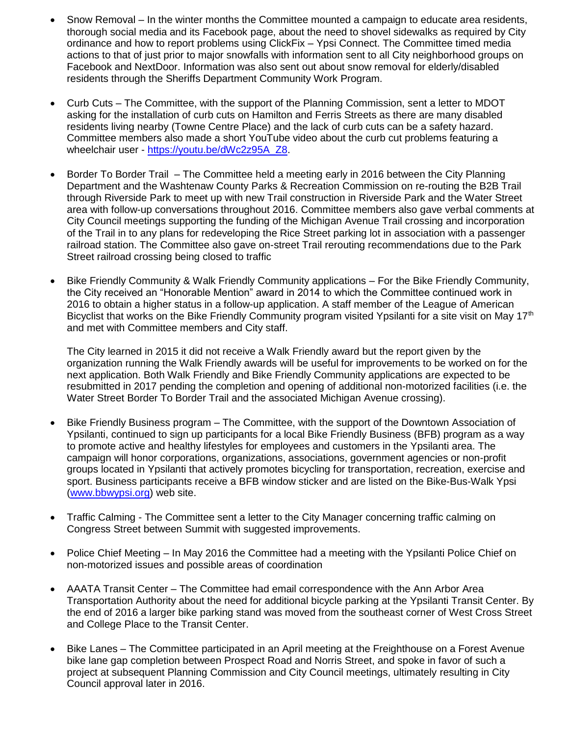- Snow Removal – In the winter months the Committee mounted a campaign to educate area residents, thorough social media and its Facebook page, about the need to shovel sidewalks as required by City ordinance and how to report problems using ClickFix – Ypsi Connect. The Committee timed media actions to that of just prior to major snowfalls with information sent to all City neighborhood groups on Facebook and NextDoor. Information was also sent out about snow removal for elderly/disabled residents through the Sheriffs Department Community Work Program.

- Curb Cuts – The Committee, with the support of the Planning Commission, sent a letter to MDOT asking for the installation of curb cuts on Hamilton and Ferris Streets as there are many disabled residents living nearby (Towne Centre Place) and the lack of curb cuts can be a safety hazard. Committee members also made a short YouTube video about the curb cut problems featuring a wheelchair user - [https://youtu.be/dWc2z95A_Z8](https://youtu.be/dWc2z95A_Z8).

- Border To Border Trail – The Committee held a meeting early in 2016 between the City Planning Department and the Washtenaw County Parks & Recreation Commission on re-routing the B2B Trail through Riverside Park to meet up with new Trail construction in Riverside Park and the Water Street area with follow-up conversations throughout 2016. Committee members also gave verbal comments at City Council meetings supporting the funding of the Michigan Avenue Trail crossing and incorporation of the Trail in to any plans for redeveloping the Rice Street parking lot in association with a passenger railroad station. The Committee also gave on-street Trail rerouting recommendations due to the Park Street railroad crossing being closed to traffic

- Bike Friendly Community & Walk Friendly Community applications – For the Bike Friendly Community, the City received an "Honorable Mention" award in 2014 to which the Committee continued work in 2016 to obtain a higher status in a follow-up application. A staff member of the League of American Bicyclist that works on the Bike Friendly Community program visited Ypsilanti for a site visit on May 17th and met with Committee members and City staff.

  The City learned in 2015 it did not receive a Walk Friendly award but the report given by the organization running the Walk Friendly awards will be useful for improvements to be worked on for the next application. Both Walk Friendly and Bike Friendly Community applications are expected to be resubmitted in 2017 pending the completion and opening of additional non-motorized facilities (i.e. the Water Street Border To Border Trail and the associated Michigan Avenue crossing).

- Bike Friendly Business program – The Committee, with the support of the Downtown Association of Ypsilanti, continued to sign up participants for a local Bike Friendly Business (BFB) program as a way to promote active and healthy lifestyles for employees and customers in the Ypsilanti area. The campaign will honor corporations, organizations, associations, government agencies or non-profit groups located in Ypsilanti that actively promotes bicycling for transportation, recreation, exercise and sport. Business participants receive a BFB window sticker and are listed on the Bike-Bus-Walk Ypsi ([www.bbwypsi.org](www.bbwypsi.org)) web site.

- Traffic Calming - The Committee sent a letter to the City Manager concerning traffic calming on Congress Street between Summit with suggested improvements.

- Police Chief Meeting – In May 2016 the Committee had a meeting with the Ypsilanti Police Chief on non-motorized issues and possible areas of coordination

- AAATA Transit Center – The Committee had email correspondence with the Ann Arbor Area Transportation Authority about the need for additional bicycle parking at the Ypsilanti Transit Center. By the end of 2016 a larger bike parking stand was moved from the southeast corner of West Cross Street and College Place to the Transit Center.

- Bike Lanes – The Committee participated in an April meeting at the Freighthouse on a Forest Avenue bike lane gap completion between Prospect Road and Norris Street, and spoke in favor of such a project at subsequent Planning Commission and City Council meetings, ultimately resulting in City Council approval later in 2016.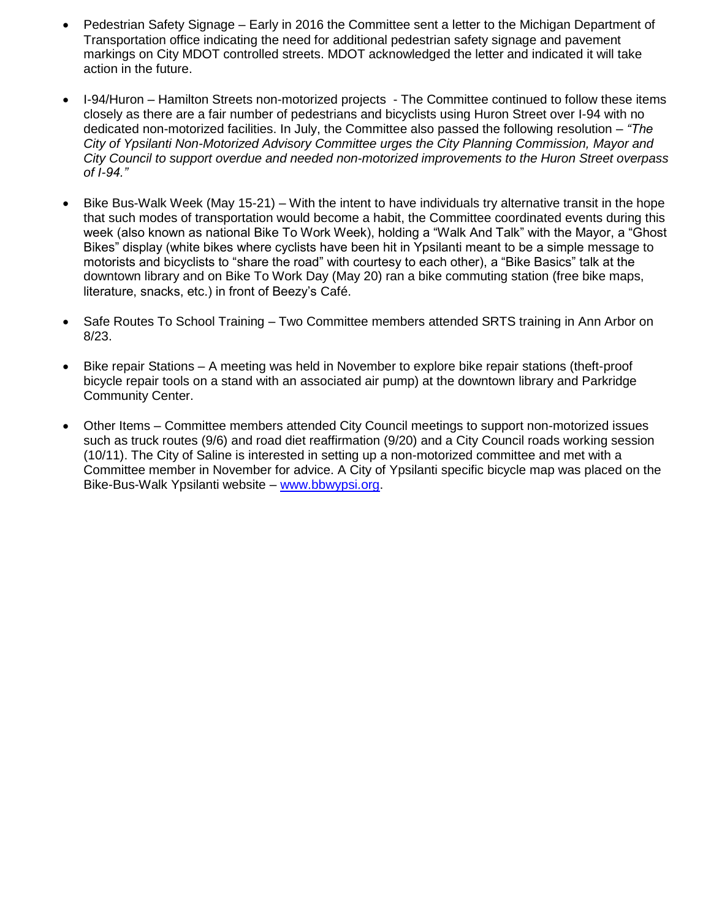- Pedestrian Safety Signage – Early in 2016 the Committee sent a letter to the Michigan Department of Transportation office indicating the need for additional pedestrian safety signage and pavement markings on City MDOT controlled streets. MDOT acknowledged the letter and indicated it will take action in the future.

- I-94/Huron – Hamilton Streets non-motorized projects - The Committee continued to follow these items closely as there are a fair number of pedestrians and bicyclists using Huron Street over I-94 with no dedicated non-motorized facilities. In July, the Committee also passed the following resolution – *"The City of Ypsilanti Non-Motorized Advisory Committee urges the City Planning Commission, Mayor and City Council to support overdue and needed non-motorized improvements to the Huron Street overpass of I-94."*

- Bike Bus-Walk Week (May 15-21) – With the intent to have individuals try alternative transit in the hope that such modes of transportation would become a habit, the Committee coordinated events during this week (also known as national Bike To Work Week), holding a "Walk And Talk" with the Mayor, a "Ghost Bikes" display (white bikes where cyclists have been hit in Ypsilanti meant to be a simple message to motorists and bicyclists to "share the road" with courtesy to each other), a "Bike Basics" talk at the downtown library and on Bike To Work Day (May 20) ran a bike commuting station (free bike maps, literature, snacks, etc.) in front of Beezy's Café.

- Safe Routes To School Training – Two Committee members attended SRTS training in Ann Arbor on 8/23.

- Bike repair Stations – A meeting was held in November to explore bike repair stations (theft-proof bicycle repair tools on a stand with an associated air pump) at the downtown library and Parkridge Community Center.

- Other Items – Committee members attended City Council meetings to support non-motorized issues such as truck routes (9/6) and road diet reaffirmation (9/20) and a City Council roads working session (10/11). The City of Saline is interested in setting up a non-motorized committee and met with a Committee member in November for advice. A City of Ypsilanti specific bicycle map was placed on the Bike-Bus-Walk Ypsilanti website – [www.bbwypsi.org](http://www.bbwypsi.org).